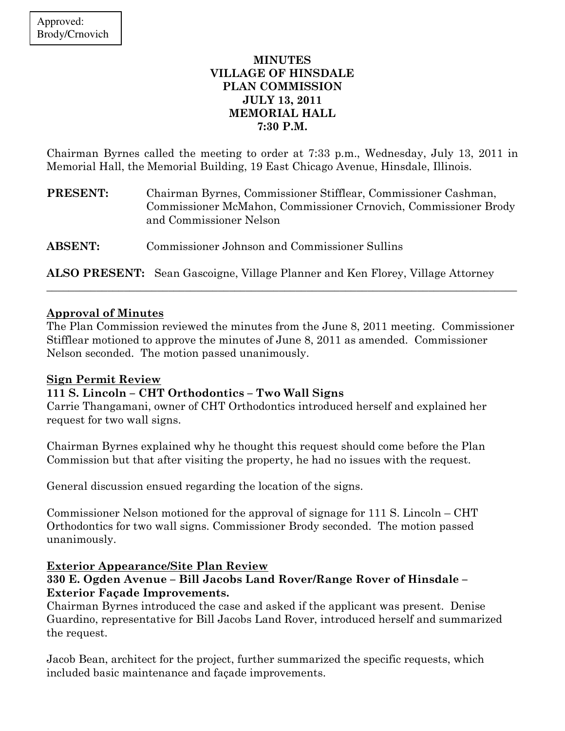Approved:
Brody/Crnovich

**MINUTES**
**VILLAGE OF HINSDALE**
**PLAN COMMISSION**
**JULY 13, 2011**
**MEMORIAL HALL**
**7:30 P.M.**

Chairman Byrnes called the meeting to order at 7:33 p.m., Wednesday, July 13, 2011 in Memorial Hall, the Memorial Building, 19 East Chicago Avenue, Hinsdale, Illinois.

**PRESENT:** Chairman Byrnes, Commissioner Stifflear, Commissioner Cashman, Commissioner McMahon, Commissioner Crnovich, Commissioner Brody and Commissioner Nelson

**ABSENT:** Commissioner Johnson and Commissioner Sullins

**ALSO PRESENT:** Sean Gascoigne, Village Planner and Ken Florey, Village Attorney

---

**Approval of Minutes**

The Plan Commission reviewed the minutes from the June 8, 2011 meeting. Commissioner Stifflear motioned to approve the minutes of June 8, 2011 as amended. Commissioner Nelson seconded. The motion passed unanimously.

**Sign Permit Review**

**111 S. Lincoln – CHT Orthodontics – Two Wall Signs**

Carrie Thangamani, owner of CHT Orthodontics introduced herself and explained her request for two wall signs.

Chairman Byrnes explained why he thought this request should come before the Plan Commission but that after visiting the property, he had no issues with the request.

General discussion ensued regarding the location of the signs.

Commissioner Nelson motioned for the approval of signage for 111 S. Lincoln – CHT Orthodontics for two wall signs. Commissioner Brody seconded. The motion passed unanimously.

**Exterior Appearance/Site Plan Review**

**330 E. Ogden Avenue – Bill Jacobs Land Rover/Range Rover of Hinsdale – Exterior Façade Improvements.**

Chairman Byrnes introduced the case and asked if the applicant was present. Denise Guardino, representative for Bill Jacobs Land Rover, introduced herself and summarized the request.

Jacob Bean, architect for the project, further summarized the specific requests, which included basic maintenance and façade improvements.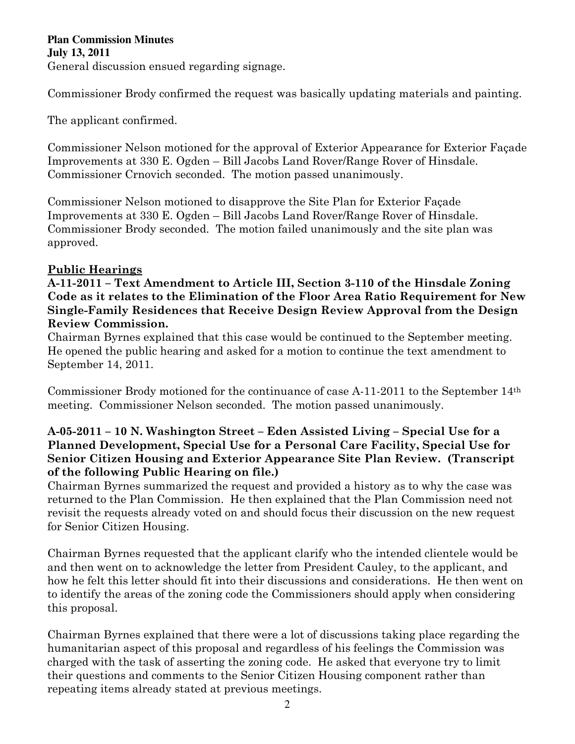General discussion ensued regarding signage.

Commissioner Brody confirmed the request was basically updating materials and painting.

The applicant confirmed.

Commissioner Nelson motioned for the approval of Exterior Appearance for Exterior Façade Improvements at 330 E. Ogden – Bill Jacobs Land Rover/Range Rover of Hinsdale. Commissioner Crnovich seconded. The motion passed unanimously.

Commissioner Nelson motioned to disapprove the Site Plan for Exterior Façade Improvements at 330 E. Ogden – Bill Jacobs Land Rover/Range Rover of Hinsdale. Commissioner Brody seconded. The motion failed unanimously and the site plan was approved.

## Public Hearings

**A-11-2011 – Text Amendment to Article III, Section 3-110 of the Hinsdale Zoning Code as it relates to the Elimination of the Floor Area Ratio Requirement for New Single-Family Residences that Receive Design Review Approval from the Design Review Commission.**

Chairman Byrnes explained that this case would be continued to the September meeting. He opened the public hearing and asked for a motion to continue the text amendment to September 14, 2011.

Commissioner Brody motioned for the continuance of case A-11-2011 to the September 14th meeting. Commissioner Nelson seconded. The motion passed unanimously.

**A-05-2011 – 10 N. Washington Street – Eden Assisted Living – Special Use for a Planned Development, Special Use for a Personal Care Facility, Special Use for Senior Citizen Housing and Exterior Appearance Site Plan Review. (Transcript of the following Public Hearing on file.)**

Chairman Byrnes summarized the request and provided a history as to why the case was returned to the Plan Commission. He then explained that the Plan Commission need not revisit the requests already voted on and should focus their discussion on the new request for Senior Citizen Housing.

Chairman Byrnes requested that the applicant clarify who the intended clientele would be and then went on to acknowledge the letter from President Cauley, to the applicant, and how he felt this letter should fit into their discussions and considerations. He then went on to identify the areas of the zoning code the Commissioners should apply when considering this proposal.

Chairman Byrnes explained that there were a lot of discussions taking place regarding the humanitarian aspect of this proposal and regardless of his feelings the Commission was charged with the task of asserting the zoning code. He asked that everyone try to limit their questions and comments to the Senior Citizen Housing component rather than repeating items already stated at previous meetings.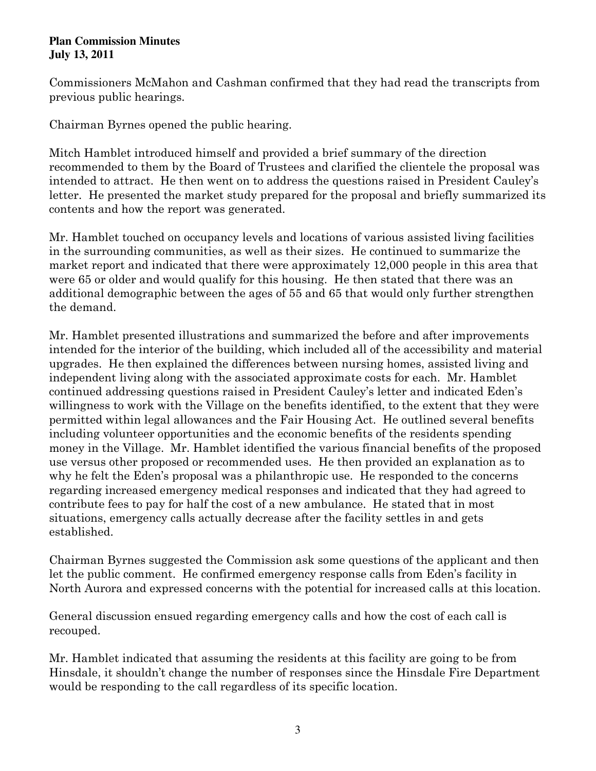Commissioners McMahon and Cashman confirmed that they had read the transcripts from previous public hearings.

Chairman Byrnes opened the public hearing.

Mitch Hamblet introduced himself and provided a brief summary of the direction recommended to them by the Board of Trustees and clarified the clientele the proposal was intended to attract. He then went on to address the questions raised in President Cauley's letter. He presented the market study prepared for the proposal and briefly summarized its contents and how the report was generated.

Mr. Hamblet touched on occupancy levels and locations of various assisted living facilities in the surrounding communities, as well as their sizes. He continued to summarize the market report and indicated that there were approximately 12,000 people in this area that were 65 or older and would qualify for this housing. He then stated that there was an additional demographic between the ages of 55 and 65 that would only further strengthen the demand.

Mr. Hamblet presented illustrations and summarized the before and after improvements intended for the interior of the building, which included all of the accessibility and material upgrades. He then explained the differences between nursing homes, assisted living and independent living along with the associated approximate costs for each. Mr. Hamblet continued addressing questions raised in President Cauley's letter and indicated Eden's willingness to work with the Village on the benefits identified, to the extent that they were permitted within legal allowances and the Fair Housing Act. He outlined several benefits including volunteer opportunities and the economic benefits of the residents spending money in the Village. Mr. Hamblet identified the various financial benefits of the proposed use versus other proposed or recommended uses. He then provided an explanation as to why he felt the Eden's proposal was a philanthropic use. He responded to the concerns regarding increased emergency medical responses and indicated that they had agreed to contribute fees to pay for half the cost of a new ambulance. He stated that in most situations, emergency calls actually decrease after the facility settles in and gets established.

Chairman Byrnes suggested the Commission ask some questions of the applicant and then let the public comment. He confirmed emergency response calls from Eden's facility in North Aurora and expressed concerns with the potential for increased calls at this location.

General discussion ensued regarding emergency calls and how the cost of each call is recouped.

Mr. Hamblet indicated that assuming the residents at this facility are going to be from Hinsdale, it shouldn't change the number of responses since the Hinsdale Fire Department would be responding to the call regardless of its specific location.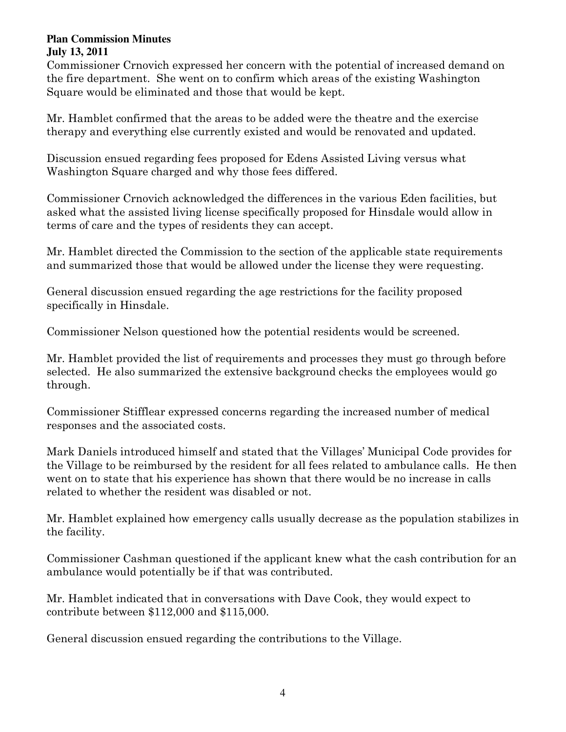Commissioner Crnovich expressed her concern with the potential of increased demand on the fire department. She went on to confirm which areas of the existing Washington Square would be eliminated and those that would be kept.

Mr. Hamblet confirmed that the areas to be added were the theatre and the exercise therapy and everything else currently existed and would be renovated and updated.

Discussion ensued regarding fees proposed for Edens Assisted Living versus what Washington Square charged and why those fees differed.

Commissioner Crnovich acknowledged the differences in the various Eden facilities, but asked what the assisted living license specifically proposed for Hinsdale would allow in terms of care and the types of residents they can accept.

Mr. Hamblet directed the Commission to the section of the applicable state requirements and summarized those that would be allowed under the license they were requesting.

General discussion ensued regarding the age restrictions for the facility proposed specifically in Hinsdale.

Commissioner Nelson questioned how the potential residents would be screened.

Mr. Hamblet provided the list of requirements and processes they must go through before selected. He also summarized the extensive background checks the employees would go through.

Commissioner Stifflear expressed concerns regarding the increased number of medical responses and the associated costs.

Mark Daniels introduced himself and stated that the Villages' Municipal Code provides for the Village to be reimbursed by the resident for all fees related to ambulance calls. He then went on to state that his experience has shown that there would be no increase in calls related to whether the resident was disabled or not.

Mr. Hamblet explained how emergency calls usually decrease as the population stabilizes in the facility.

Commissioner Cashman questioned if the applicant knew what the cash contribution for an ambulance would potentially be if that was contributed.

Mr. Hamblet indicated that in conversations with Dave Cook, they would expect to contribute between $112,000 and $115,000.

General discussion ensued regarding the contributions to the Village.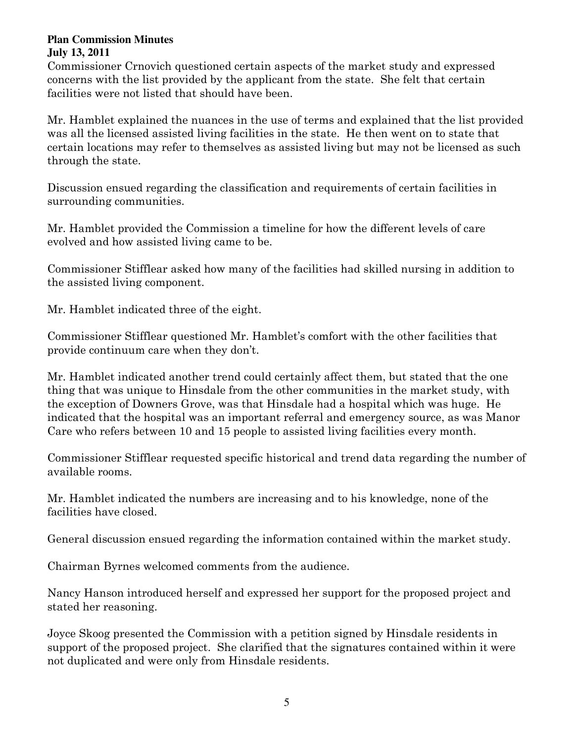Commissioner Crnovich questioned certain aspects of the market study and expressed concerns with the list provided by the applicant from the state. She felt that certain facilities were not listed that should have been.

Mr. Hamblet explained the nuances in the use of terms and explained that the list provided was all the licensed assisted living facilities in the state. He then went on to state that certain locations may refer to themselves as assisted living but may not be licensed as such through the state.

Discussion ensued regarding the classification and requirements of certain facilities in surrounding communities.

Mr. Hamblet provided the Commission a timeline for how the different levels of care evolved and how assisted living came to be.

Commissioner Stifflear asked how many of the facilities had skilled nursing in addition to the assisted living component.

Mr. Hamblet indicated three of the eight.

Commissioner Stifflear questioned Mr. Hamblet's comfort with the other facilities that provide continuum care when they don't.

Mr. Hamblet indicated another trend could certainly affect them, but stated that the one thing that was unique to Hinsdale from the other communities in the market study, with the exception of Downers Grove, was that Hinsdale had a hospital which was huge. He indicated that the hospital was an important referral and emergency source, as was Manor Care who refers between 10 and 15 people to assisted living facilities every month.

Commissioner Stifflear requested specific historical and trend data regarding the number of available rooms.

Mr. Hamblet indicated the numbers are increasing and to his knowledge, none of the facilities have closed.

General discussion ensued regarding the information contained within the market study.

Chairman Byrnes welcomed comments from the audience.

Nancy Hanson introduced herself and expressed her support for the proposed project and stated her reasoning.

Joyce Skoog presented the Commission with a petition signed by Hinsdale residents in support of the proposed project. She clarified that the signatures contained within it were not duplicated and were only from Hinsdale residents.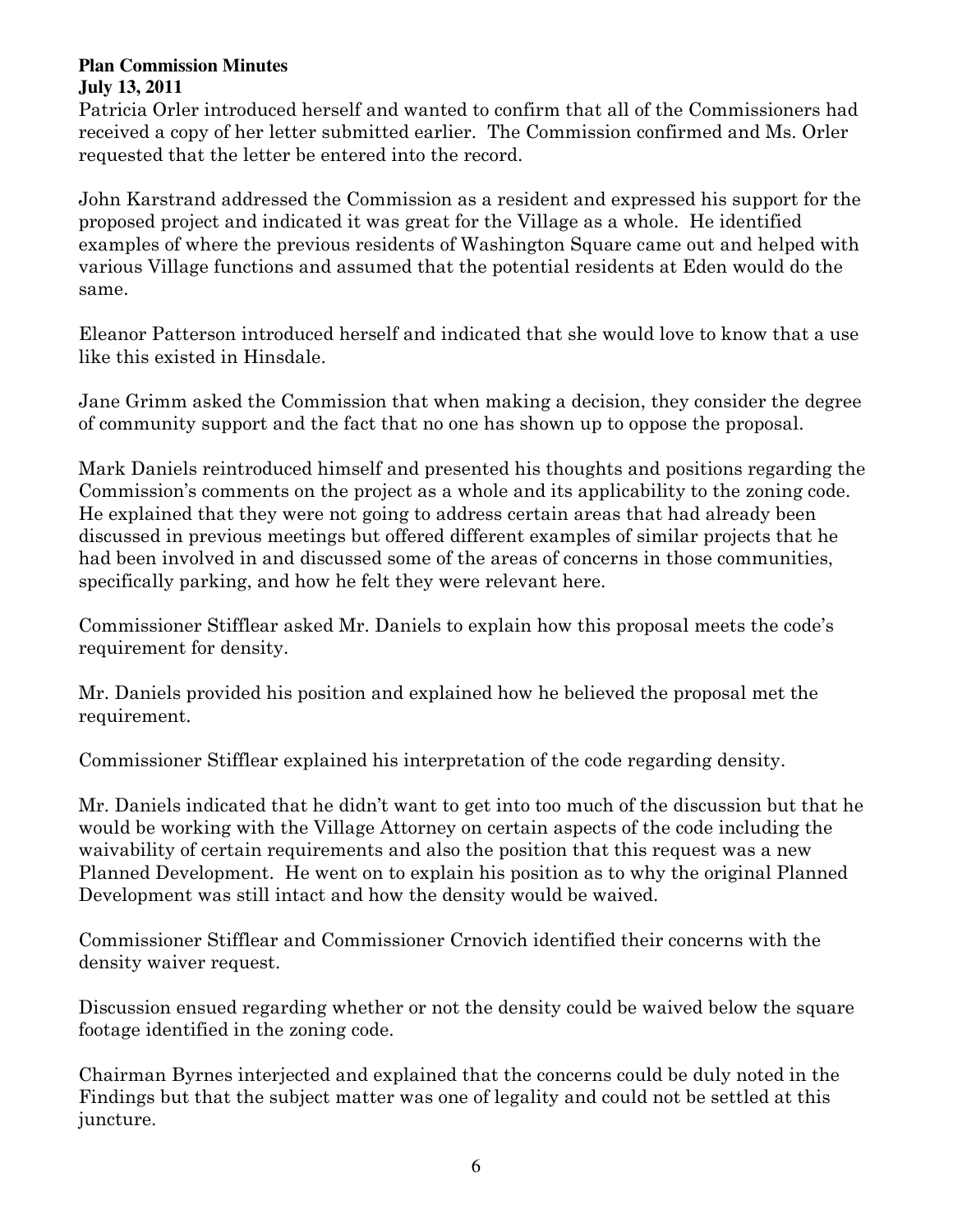Patricia Orler introduced herself and wanted to confirm that all of the Commissioners had received a copy of her letter submitted earlier. The Commission confirmed and Ms. Orler requested that the letter be entered into the record.

John Karstrand addressed the Commission as a resident and expressed his support for the proposed project and indicated it was great for the Village as a whole. He identified examples of where the previous residents of Washington Square came out and helped with various Village functions and assumed that the potential residents at Eden would do the same.

Eleanor Patterson introduced herself and indicated that she would love to know that a use like this existed in Hinsdale.

Jane Grimm asked the Commission that when making a decision, they consider the degree of community support and the fact that no one has shown up to oppose the proposal.

Mark Daniels reintroduced himself and presented his thoughts and positions regarding the Commission's comments on the project as a whole and its applicability to the zoning code. He explained that they were not going to address certain areas that had already been discussed in previous meetings but offered different examples of similar projects that he had been involved in and discussed some of the areas of concerns in those communities, specifically parking, and how he felt they were relevant here.

Commissioner Stifflear asked Mr. Daniels to explain how this proposal meets the code's requirement for density.

Mr. Daniels provided his position and explained how he believed the proposal met the requirement.

Commissioner Stifflear explained his interpretation of the code regarding density.

Mr. Daniels indicated that he didn't want to get into too much of the discussion but that he would be working with the Village Attorney on certain aspects of the code including the waivability of certain requirements and also the position that this request was a new Planned Development. He went on to explain his position as to why the original Planned Development was still intact and how the density would be waived.

Commissioner Stifflear and Commissioner Crnovich identified their concerns with the density waiver request.

Discussion ensued regarding whether or not the density could be waived below the square footage identified in the zoning code.

Chairman Byrnes interjected and explained that the concerns could be duly noted in the Findings but that the subject matter was one of legality and could not be settled at this juncture.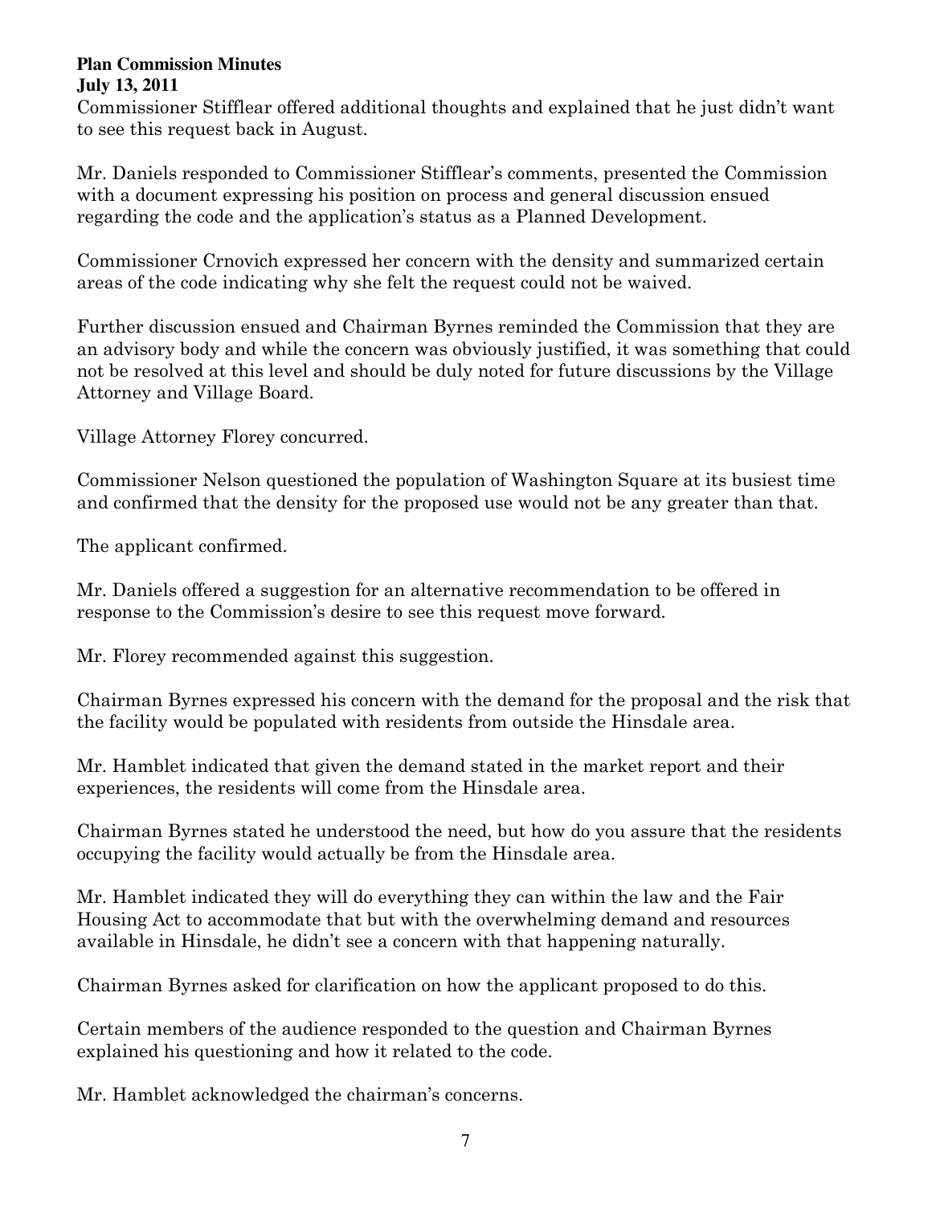Commissioner Stifflear offered additional thoughts and explained that he just didn't want to see this request back in August.

Mr. Daniels responded to Commissioner Stifflear's comments, presented the Commission with a document expressing his position on process and general discussion ensued regarding the code and the application's status as a Planned Development.

Commissioner Crnovich expressed her concern with the density and summarized certain areas of the code indicating why she felt the request could not be waived.

Further discussion ensued and Chairman Byrnes reminded the Commission that they are an advisory body and while the concern was obviously justified, it was something that could not be resolved at this level and should be duly noted for future discussions by the Village Attorney and Village Board.

Village Attorney Florey concurred.

Commissioner Nelson questioned the population of Washington Square at its busiest time and confirmed that the density for the proposed use would not be any greater than that.

The applicant confirmed.

Mr. Daniels offered a suggestion for an alternative recommendation to be offered in response to the Commission's desire to see this request move forward.

Mr. Florey recommended against this suggestion.

Chairman Byrnes expressed his concern with the demand for the proposal and the risk that the facility would be populated with residents from outside the Hinsdale area.

Mr. Hamblet indicated that given the demand stated in the market report and their experiences, the residents will come from the Hinsdale area.

Chairman Byrnes stated he understood the need, but how do you assure that the residents occupying the facility would actually be from the Hinsdale area.

Mr. Hamblet indicated they will do everything they can within the law and the Fair Housing Act to accommodate that but with the overwhelming demand and resources available in Hinsdale, he didn't see a concern with that happening naturally.

Chairman Byrnes asked for clarification on how the applicant proposed to do this.

Certain members of the audience responded to the question and Chairman Byrnes explained his questioning and how it related to the code.

Mr. Hamblet acknowledged the chairman's concerns.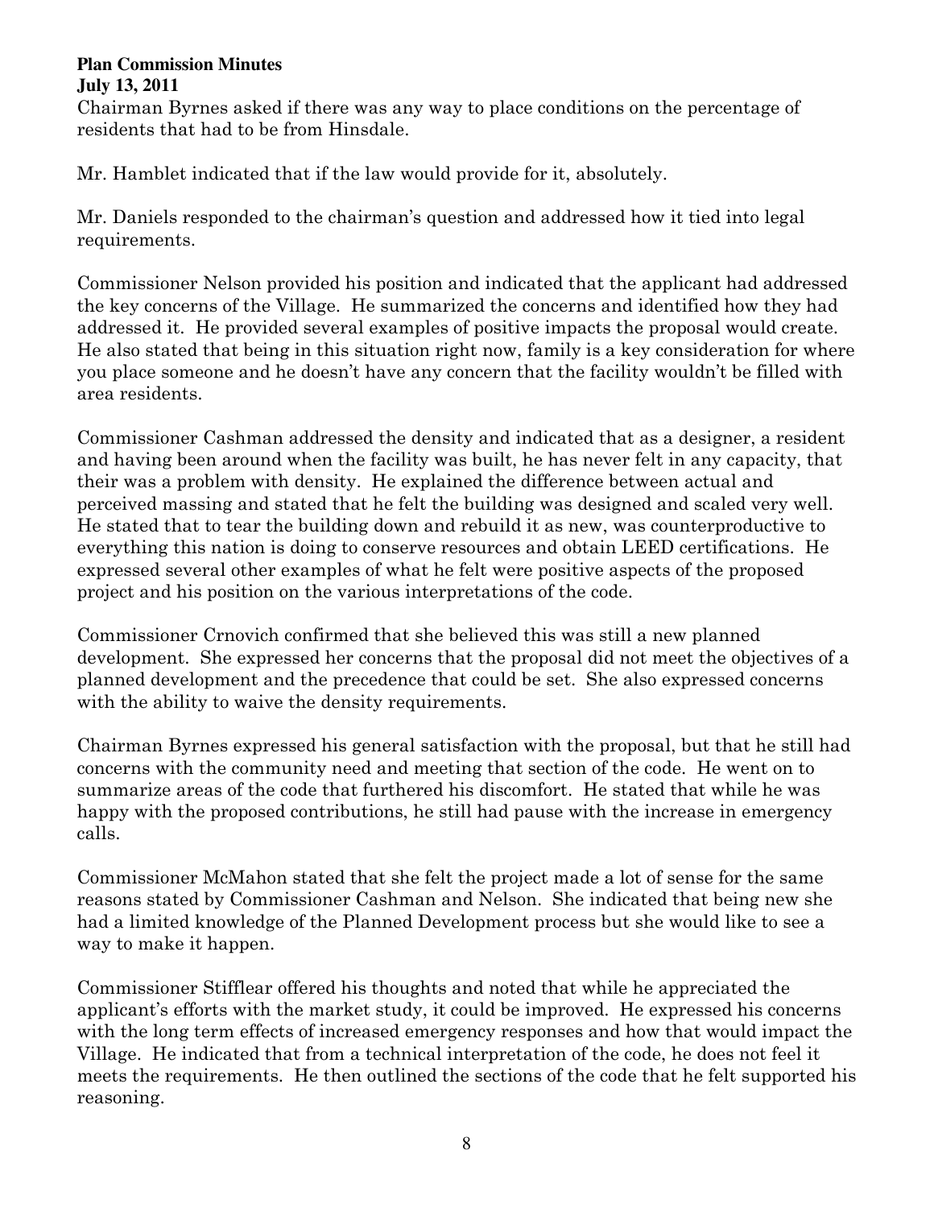Chairman Byrnes asked if there was any way to place conditions on the percentage of residents that had to be from Hinsdale.

Mr. Hamblet indicated that if the law would provide for it, absolutely.

Mr. Daniels responded to the chairman's question and addressed how it tied into legal requirements.

Commissioner Nelson provided his position and indicated that the applicant had addressed the key concerns of the Village. He summarized the concerns and identified how they had addressed it. He provided several examples of positive impacts the proposal would create. He also stated that being in this situation right now, family is a key consideration for where you place someone and he doesn't have any concern that the facility wouldn't be filled with area residents.

Commissioner Cashman addressed the density and indicated that as a designer, a resident and having been around when the facility was built, he has never felt in any capacity, that their was a problem with density. He explained the difference between actual and perceived massing and stated that he felt the building was designed and scaled very well. He stated that to tear the building down and rebuild it as new, was counterproductive to everything this nation is doing to conserve resources and obtain LEED certifications. He expressed several other examples of what he felt were positive aspects of the proposed project and his position on the various interpretations of the code.

Commissioner Crnovich confirmed that she believed this was still a new planned development. She expressed her concerns that the proposal did not meet the objectives of a planned development and the precedence that could be set. She also expressed concerns with the ability to waive the density requirements.

Chairman Byrnes expressed his general satisfaction with the proposal, but that he still had concerns with the community need and meeting that section of the code. He went on to summarize areas of the code that furthered his discomfort. He stated that while he was happy with the proposed contributions, he still had pause with the increase in emergency calls.

Commissioner McMahon stated that she felt the project made a lot of sense for the same reasons stated by Commissioner Cashman and Nelson. She indicated that being new she had a limited knowledge of the Planned Development process but she would like to see a way to make it happen.

Commissioner Stifflear offered his thoughts and noted that while he appreciated the applicant's efforts with the market study, it could be improved. He expressed his concerns with the long term effects of increased emergency responses and how that would impact the Village. He indicated that from a technical interpretation of the code, he does not feel it meets the requirements. He then outlined the sections of the code that he felt supported his reasoning.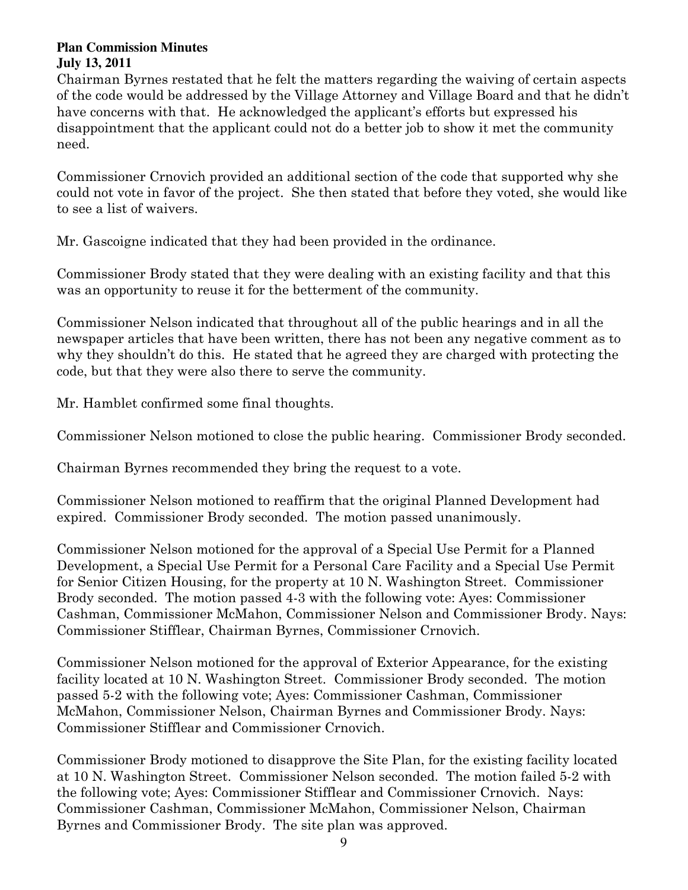Chairman Byrnes restated that he felt the matters regarding the waiving of certain aspects of the code would be addressed by the Village Attorney and Village Board and that he didn't have concerns with that. He acknowledged the applicant's efforts but expressed his disappointment that the applicant could not do a better job to show it met the community need.

Commissioner Crnovich provided an additional section of the code that supported why she could not vote in favor of the project. She then stated that before they voted, she would like to see a list of waivers.

Mr. Gascoigne indicated that they had been provided in the ordinance.

Commissioner Brody stated that they were dealing with an existing facility and that this was an opportunity to reuse it for the betterment of the community.

Commissioner Nelson indicated that throughout all of the public hearings and in all the newspaper articles that have been written, there has not been any negative comment as to why they shouldn't do this. He stated that he agreed they are charged with protecting the code, but that they were also there to serve the community.

Mr. Hamblet confirmed some final thoughts.

Commissioner Nelson motioned to close the public hearing. Commissioner Brody seconded.

Chairman Byrnes recommended they bring the request to a vote.

Commissioner Nelson motioned to reaffirm that the original Planned Development had expired. Commissioner Brody seconded. The motion passed unanimously.

Commissioner Nelson motioned for the approval of a Special Use Permit for a Planned Development, a Special Use Permit for a Personal Care Facility and a Special Use Permit for Senior Citizen Housing, for the property at 10 N. Washington Street. Commissioner Brody seconded. The motion passed 4-3 with the following vote: Ayes: Commissioner Cashman, Commissioner McMahon, Commissioner Nelson and Commissioner Brody. Nays: Commissioner Stifflear, Chairman Byrnes, Commissioner Crnovich.

Commissioner Nelson motioned for the approval of Exterior Appearance, for the existing facility located at 10 N. Washington Street. Commissioner Brody seconded. The motion passed 5-2 with the following vote; Ayes: Commissioner Cashman, Commissioner McMahon, Commissioner Nelson, Chairman Byrnes and Commissioner Brody. Nays: Commissioner Stifflear and Commissioner Crnovich.

Commissioner Brody motioned to disapprove the Site Plan, for the existing facility located at 10 N. Washington Street. Commissioner Nelson seconded. The motion failed 5-2 with the following vote; Ayes: Commissioner Stifflear and Commissioner Crnovich. Nays: Commissioner Cashman, Commissioner McMahon, Commissioner Nelson, Chairman Byrnes and Commissioner Brody. The site plan was approved.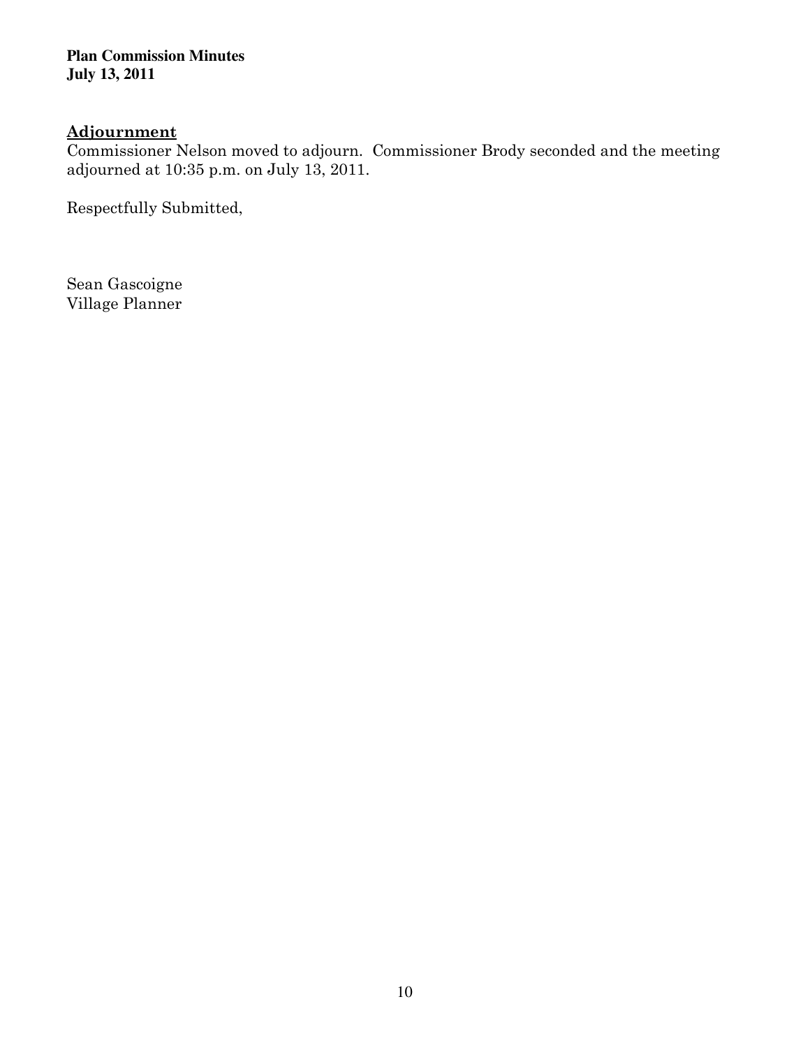## Adjournment

Commissioner Nelson moved to adjourn. Commissioner Brody seconded and the meeting adjourned at 10:35 p.m. on July 13, 2011.

Respectfully Submitted,

Sean Gascoigne
Village Planner